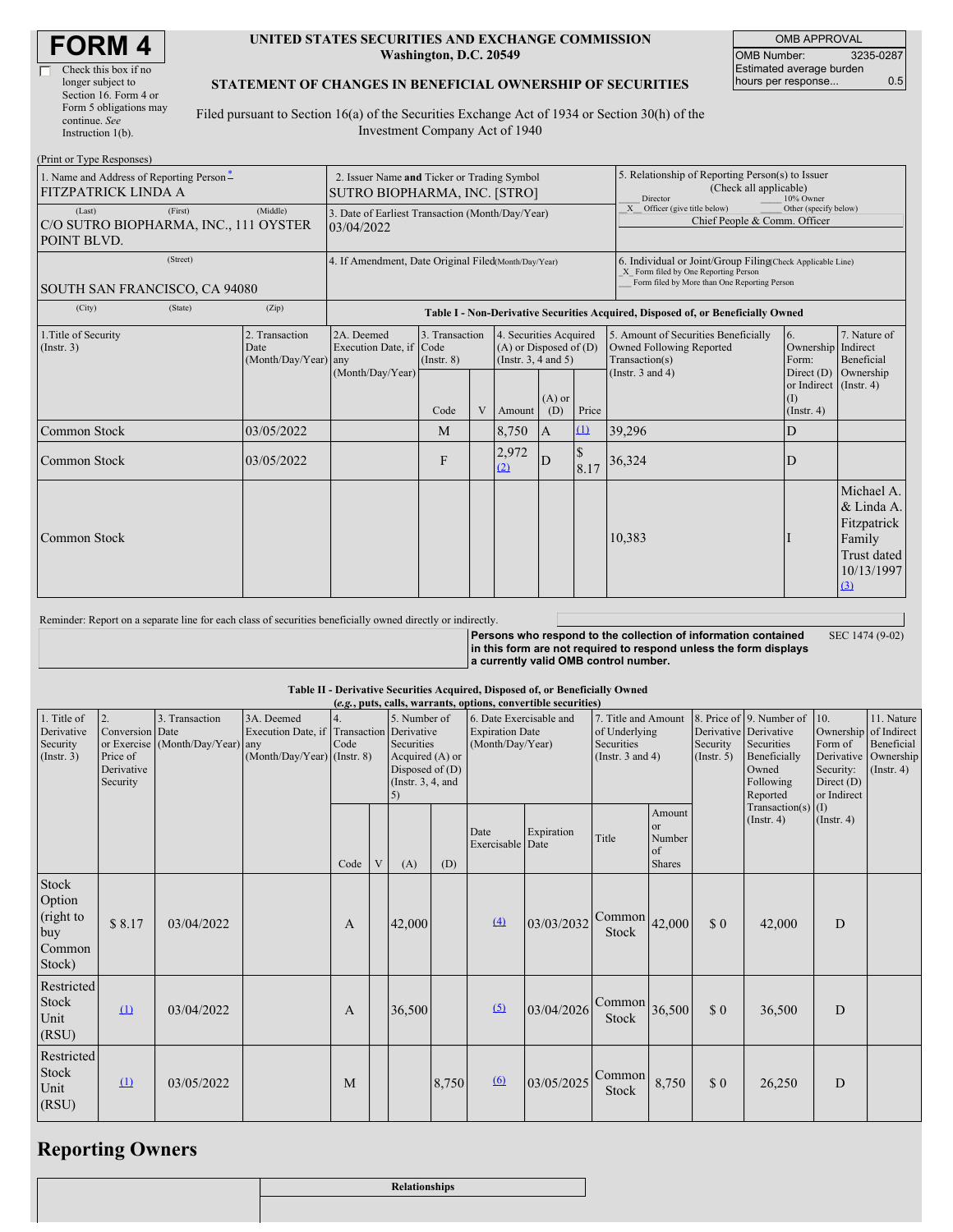# FORM 4

☐ Check this box if no longer subject to Section 16. Form 4 or Form 5 obligations may continue. *See* Instruction 1(b).

**UNITED STATES SECURITIES AND EXCHANGE COMMISSION**
**Washington, D.C. 20549**

**STATEMENT OF CHANGES IN BENEFICIAL OWNERSHIP OF SECURITIES**

Filed pursuant to Section 16(a) of the Securities Exchange Act of 1934 or Section 30(h) of the Investment Company Act of 1940

| OMB APPROVAL | |
|---|---|
| OMB Number: | 3235-0287 |
| Estimated average burden hours per response... | 0.5 |

(Print or Type Responses)

| 1. Name and Address of Reporting Person * | 2. Issuer Name and Ticker or Trading Symbol | 5. Relationship of Reporting Person(s) to Issuer (Check all applicable) |
|---|---|---|
| FITZPATRICK LINDA A | SUTRO BIOPHARMA, INC. [STRO] | ___ Director ___ 10% Owner |
| (Last) (First) (Middle) C/O SUTRO BIOPHARMA, INC., 111 OYSTER POINT BLVD. | 3. Date of Earliest Transaction (Month/Day/Year) 03/04/2022 | _X_ Officer (give title below) ___ Other (specify below) Chief People & Comm. Officer |
| (Street) SOUTH SAN FRANCISCO, CA 94080 | 4. If Amendment, Date Original Filed (Month/Day/Year) | 6. Individual or Joint/Group Filing (Check Applicable Line) _X_ Form filed by One Reporting Person ___ Form filed by More than One Reporting Person |
| (City) (State) (Zip) | | |

**Table I - Non-Derivative Securities Acquired, Disposed of, or Beneficially Owned**

| 1.Title of Security (Instr. 3) | 2. Transaction Date (Month/Day/Year) | 2A. Deemed Execution Date, if any (Month/Day/Year) | 3. Transaction Code (Instr. 8) Code | V | 4. Securities Acquired (A) or Disposed of (D) (Instr. 3, 4 and 5) Amount | (A) or (D) | Price | 5. Amount of Securities Beneficially Owned Following Reported Transaction(s) (Instr. 3 and 4) | 6. Ownership Form: Direct (D) or Indirect (I) (Instr. 4) | 7. Nature of Indirect Beneficial Ownership (Instr. 4) |
|---|---|---|---|---|---|---|---|---|---|---|
| Common Stock | 03/05/2022 | | M | | 8,750 | A | (1) | 39,296 | D | |
| Common Stock | 03/05/2022 | | F | | 2,972 (2) | D | $ 8.17 | 36,324 | D | |
| Common Stock | | | | | | | | 10,383 | I | Michael A. & Linda A. Fitzpatrick Family Trust dated 10/13/1997 (3) |

Reminder: Report on a separate line for each class of securities beneficially owned directly or indirectly.

**Persons who respond to the collection of information contained in this form are not required to respond unless the form displays a currently valid OMB control number.** SEC 1474 (9-02)

**Table II - Derivative Securities Acquired, Disposed of, or Beneficially Owned**
***(e.g., puts, calls, warrants, options, convertible securities)***

| 1. Title of Derivative Security (Instr. 3) | 2. Conversion or Exercise Price of Derivative Security | 3. Transaction Date (Month/Day/Year) | 3A. Deemed Execution Date, if any (Month/Day/Year) | 4. Transaction Code (Instr. 8) Code | V | 5. Number of Derivative Securities Acquired (A) or Disposed of (D) (Instr. 3, 4, and 5) (A) | (D) | 6. Date Exercisable and Expiration Date (Month/Day/Year) Date Exercisable | Expiration Date | 7. Title and Amount of Underlying Securities (Instr. 3 and 4) Title | Amount or Number of Shares | 8. Price of Derivative Security (Instr. 5) | 9. Number of Derivative Securities Beneficially Owned Following Reported Transaction(s) (Instr. 4) | 10. Ownership Form of Derivative Security: Direct (D) or Indirect (I) (Instr. 4) | 11. Nature of Indirect Beneficial Ownership (Instr. 4) |
|---|---|---|---|---|---|---|---|---|---|---|---|---|---|---|---|
| Stock Option (right to buy Common Stock) | $ 8.17 | 03/04/2022 | | A | | 42,000 | | (4) | 03/03/2032 | Common Stock | 42,000 | $ 0 | 42,000 | D | |
| Restricted Stock Unit (RSU) | (1) | 03/04/2022 | | A | | 36,500 | | (5) | 03/04/2026 | Common Stock | 36,500 | $ 0 | 36,500 | D | |
| Restricted Stock Unit (RSU) | (1) | 03/05/2022 | | M | | | 8,750 | (6) | 03/05/2025 | Common Stock | 8,750 | $ 0 | 26,250 | D | |

## Reporting Owners

| | Relationships |
|---|---|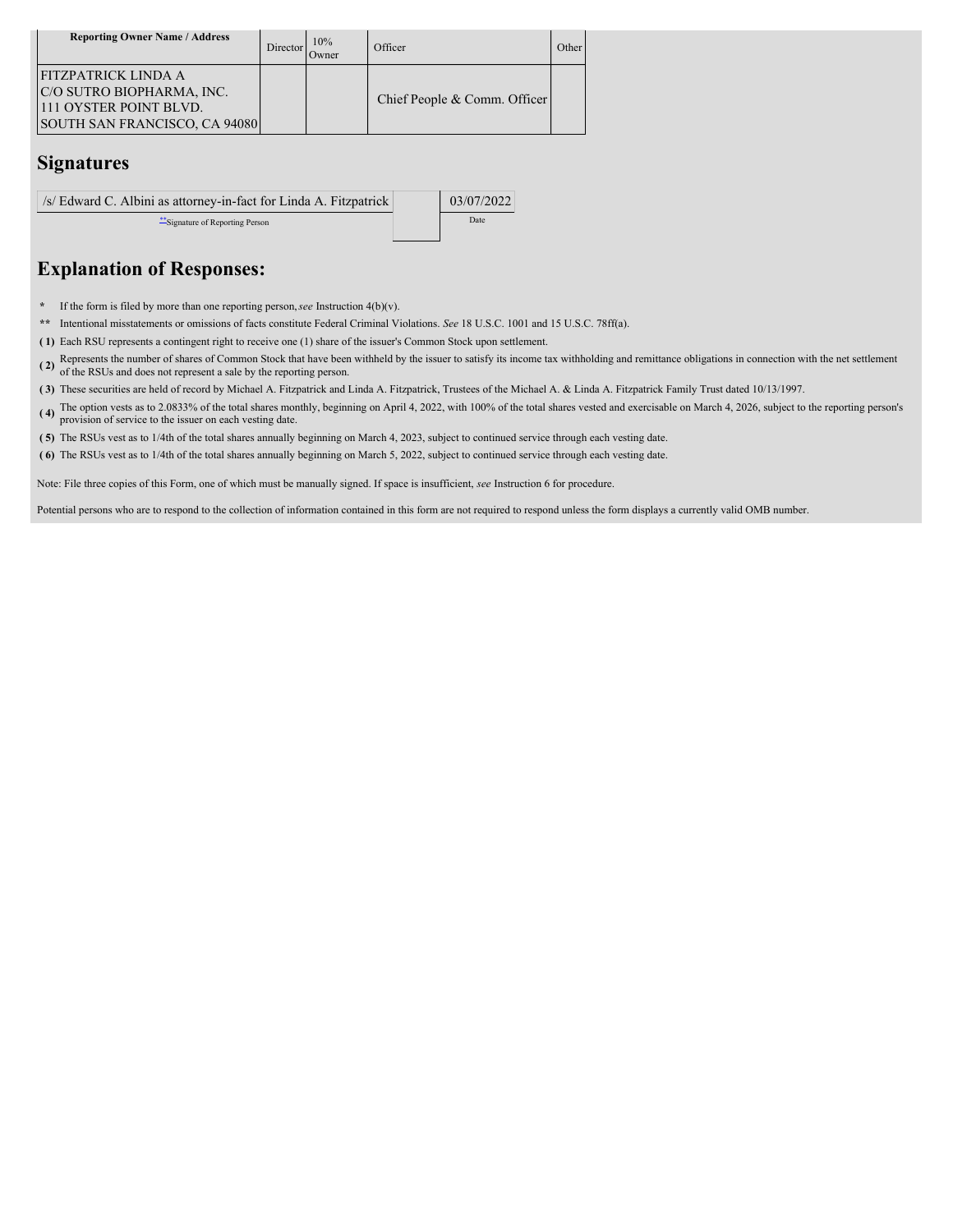| Reporting Owner Name / Address | Director | 10% Owner | Officer | Other |
| --- | --- | --- | --- | --- |
| FITZPATRICK LINDA A<br>C/O SUTRO BIOPHARMA, INC.<br>111 OYSTER POINT BLVD.<br>SOUTH SAN FRANCISCO, CA 94080 | | | Chief People & Comm. Officer | |

## Signatures

| | | |
| --- | --- | --- |
| /s/ Edward C. Albini as attorney-in-fact for Linda A. Fitzpatrick | | 03/07/2022 |
| **Signature of Reporting Person | | Date |

## Explanation of Responses:

\* If the form is filed by more than one reporting person, *see* Instruction 4(b)(v).

** Intentional misstatements or omissions of facts constitute Federal Criminal Violations. *See* 18 U.S.C. 1001 and 15 U.S.C. 78ff(a).

( 1) Each RSU represents a contingent right to receive one (1) share of the issuer's Common Stock upon settlement.

( 2) Represents the number of shares of Common Stock that have been withheld by the issuer to satisfy its income tax withholding and remittance obligations in connection with the net settlement of the RSUs and does not represent a sale by the reporting person.

( 3) These securities are held of record by Michael A. Fitzpatrick and Linda A. Fitzpatrick, Trustees of the Michael A. & Linda A. Fitzpatrick Family Trust dated 10/13/1997.

( 4) The option vests as to 2.0833% of the total shares monthly, beginning on April 4, 2022, with 100% of the total shares vested and exercisable on March 4, 2026, subject to the reporting person's provision of service to the issuer on each vesting date.

( 5) The RSUs vest as to 1/4th of the total shares annually beginning on March 4, 2023, subject to continued service through each vesting date.

( 6) The RSUs vest as to 1/4th of the total shares annually beginning on March 5, 2022, subject to continued service through each vesting date.

Note: File three copies of this Form, one of which must be manually signed. If space is insufficient, *see* Instruction 6 for procedure.

Potential persons who are to respond to the collection of information contained in this form are not required to respond unless the form displays a currently valid OMB number.